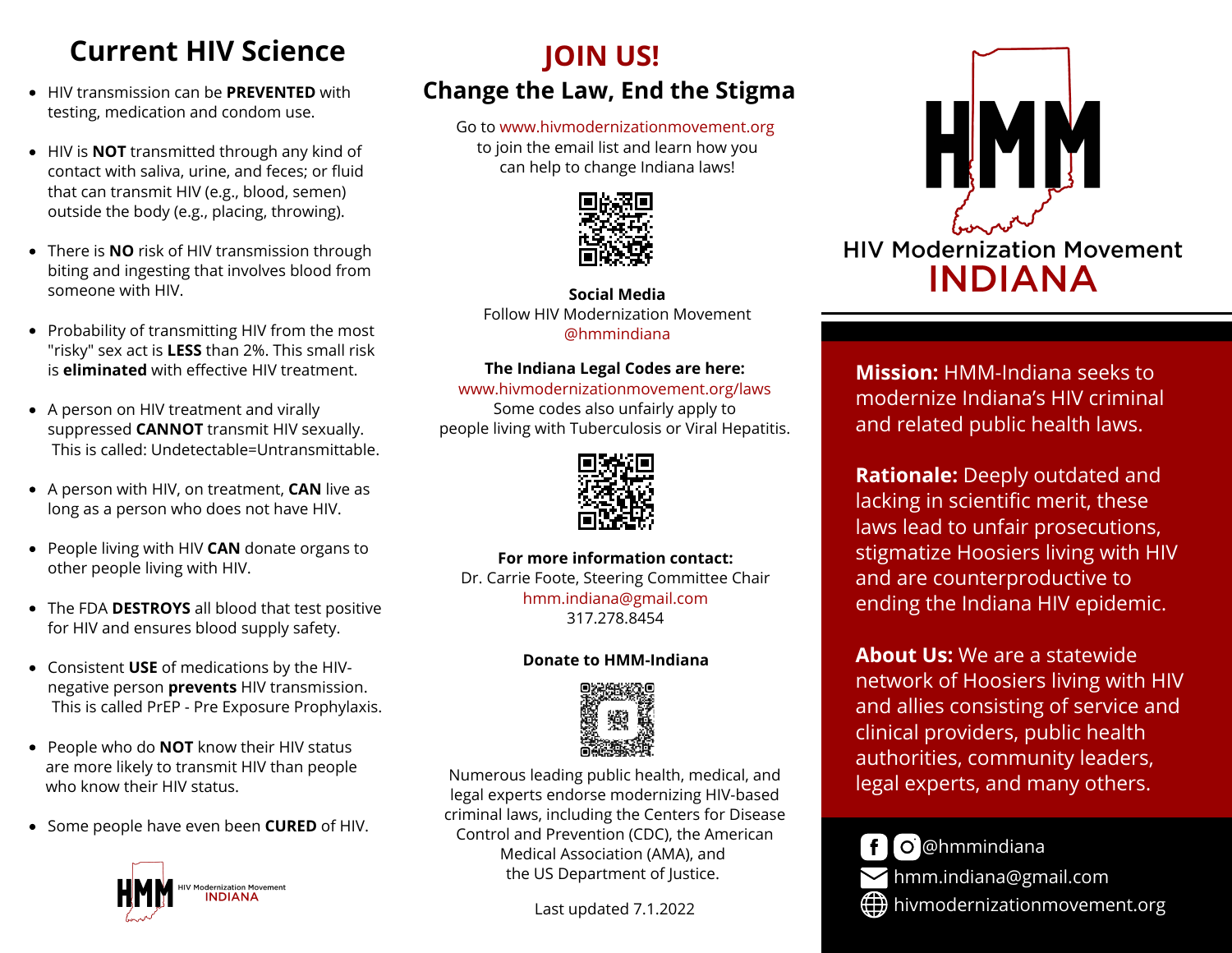# Current HIV Science

- HIV transmission can be **PREVENTED** with testing, medication and condom use.
- HIV is **NOT** transmitted through any kind of contact with saliva, urine, and feces; or fluid that can transmit HIV (e.g., blood, semen) outside the body (e.g., placing, throwing).
- There is **NO** risk of HIV transmission through biting and ingesting that involves blood from someone with HIV.
- Probability of transmitting HIV from the most "risky" sex act is **LESS** than 2%. This small risk is **eliminated** with effective HIV treatment.
- A person on HIV treatment and virally suppressed **CANNOT** transmit HIV sexually. This is called: Undetectable=Untransmittable.
- A person with HIV, on treatment, **CAN** live as long as a person who does not have HIV.
- People living with HIV **CAN** donate organs to other people living with HIV.
- The FDA **DESTROYS** all blood that test positive for HIV and ensures blood supply safety.
- Consistent **USE** of medications by the HIV-negative person **prevents** HIV transmission. This is called PrEP - Pre Exposure Prophylaxis.
- People who do **NOT** know their HIV status are more likely to transmit HIV than people who know their HIV status.
- Some people have even been **CURED** of HIV.

HMM HIV Modernization Movement INDIANA

# JOIN US!

## Change the Law, End the Stigma

Go to www.hivmodernizationmovement.org to join the email list and learn how you can help to change Indiana laws!

**Social Media**
Follow HIV Modernization Movement
@hmmindiana

**The Indiana Legal Codes are here:**
www.hivmodernizationmovement.org/laws
Some codes also unfairly apply to people living with Tuberculosis or Viral Hepatitis.

**For more information contact:**
Dr. Carrie Foote, Steering Committee Chair
hmm.indiana@gmail.com
317.278.8454

**Donate to HMM-Indiana**

Numerous leading public health, medical, and legal experts endorse modernizing HIV-based criminal laws, including the Centers for Disease Control and Prevention (CDC), the American Medical Association (AMA), and the US Department of Justice.

Last updated 7.1.2022

# HMM

HIV Modernization Movement
**INDIANA**

**Mission:** HMM-Indiana seeks to modernize Indiana's HIV criminal and related public health laws.

**Rationale:** Deeply outdated and lacking in scientific merit, these laws lead to unfair prosecutions, stigmatize Hoosiers living with HIV and are counterproductive to ending the Indiana HIV epidemic.

**About Us:** We are a statewide network of Hoosiers living with HIV and allies consisting of service and clinical providers, public health authorities, community leaders, legal experts, and many others.

@hmmindiana
hmm.indiana@gmail.com
hivmodernizationmovement.org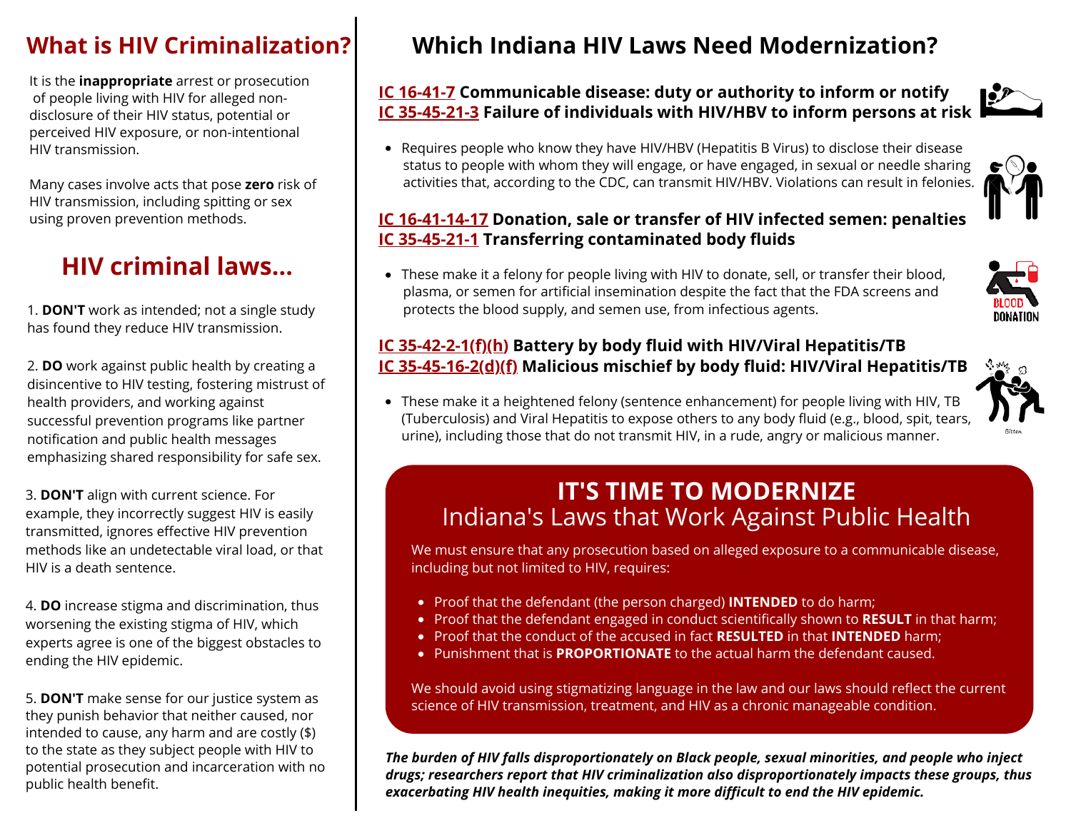## What is HIV Criminalization?

It is the **inappropriate** arrest or prosecution of people living with HIV for alleged non-disclosure of their HIV status, potential or perceived HIV exposure, or non-intentional HIV transmission.

Many cases involve acts that pose **zero** risk of HIV transmission, including spitting or sex using proven prevention methods.

## HIV criminal laws...

1. **DON'T** work as intended; not a single study has found they reduce HIV transmission.

2. **DO** work against public health by creating a disincentive to HIV testing, fostering mistrust of health providers, and working against successful prevention programs like partner notification and public health messages emphasizing shared responsibility for safe sex.

3. **DON'T** align with current science. For example, they incorrectly suggest HIV is easily transmitted, ignores effective HIV prevention methods like an undetectable viral load, or that HIV is a death sentence.

4. **DO** increase stigma and discrimination, thus worsening the existing stigma of HIV, which experts agree is one of the biggest obstacles to ending the HIV epidemic.

5. **DON'T** make sense for our justice system as they punish behavior that neither caused, nor intended to cause, any harm and are costly ($) to the state as they subject people with HIV to potential prosecution and incarceration with no public health benefit.

## Which Indiana HIV Laws Need Modernization?

### IC 16-41-7 Communicable disease: duty or authority to inform or notify
### IC 35-45-21-3 Failure of individuals with HIV/HBV to inform persons at risk

- Requires people who know they have HIV/HBV (Hepatitis B Virus) to disclose their disease status to people with whom they will engage, or have engaged, in sexual or needle sharing activities that, according to the CDC, can transmit HIV/HBV. Violations can result in felonies.

### IC 16-41-14-17 Donation, sale or transfer of HIV infected semen: penalties
### IC 35-45-21-1 Transferring contaminated body fluids

- These make it a felony for people living with HIV to donate, sell, or transfer their blood, plasma, or semen for artificial insemination despite the fact that the FDA screens and protects the blood supply, and semen use, from infectious agents.

### IC 35-42-2-1(f)(h) Battery by body fluid with HIV/Viral Hepatitis/TB
### IC 35-45-16-2(d)(f) Malicious mischief by body fluid: HIV/Viral Hepatitis/TB

- These make it a heightened felony (sentence enhancement) for people living with HIV, TB (Tuberculosis) and Viral Hepatitis to expose others to any body fluid (e.g., blood, spit, tears, urine), including those that do not transmit HIV, in a rude, angry or malicious manner.

## IT'S TIME TO MODERNIZE
### Indiana's Laws that Work Against Public Health

We must ensure that any prosecution based on alleged exposure to a communicable disease, including but not limited to HIV, requires:

- Proof that the defendant (the person charged) **INTENDED** to do harm;
- Proof that the defendant engaged in conduct scientifically shown to **RESULT** in that harm;
- Proof that the conduct of the accused in fact **RESULTED** in that **INTENDED** harm;
- Punishment that is **PROPORTIONATE** to the actual harm the defendant caused.

We should avoid using stigmatizing language in the law and our laws should reflect the current science of HIV transmission, treatment, and HIV as a chronic manageable condition.

***The burden of HIV falls disproportionately on Black people, sexual minorities, and people who inject drugs; researchers report that HIV criminalization also disproportionately impacts these groups, thus exacerbating HIV health inequities, making it more difficult to end the HIV epidemic.***